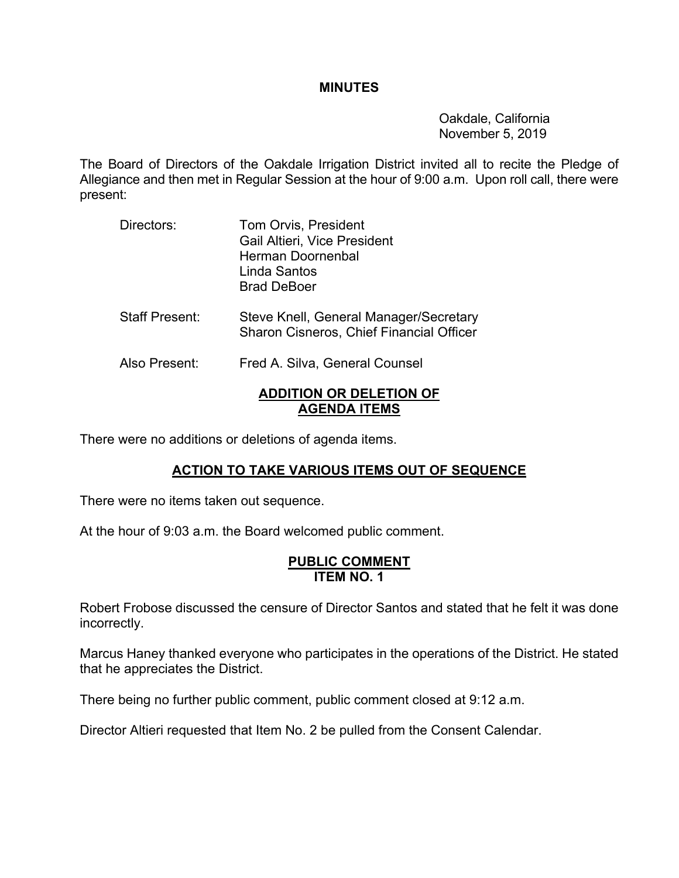# MINUTES

Oakdale, California
November 5, 2019

The Board of Directors of the Oakdale Irrigation District invited all to recite the Pledge of Allegiance and then met in Regular Session at the hour of 9:00 a.m. Upon roll call, there were present:

| | |
|---|---|
| Directors: | Tom Orvis, President<br>Gail Altieri, Vice President<br>Herman Doornenbal<br>Linda Santos<br>Brad DeBoer |
| Staff Present: | Steve Knell, General Manager/Secretary<br>Sharon Cisneros, Chief Financial Officer |
| Also Present: | Fred A. Silva, General Counsel |

## ADDITION OR DELETION OF AGENDA ITEMS

There were no additions or deletions of agenda items.

## ACTION TO TAKE VARIOUS ITEMS OUT OF SEQUENCE

There were no items taken out sequence.

At the hour of 9:03 a.m. the Board welcomed public comment.

## PUBLIC COMMENT ITEM NO. 1

Robert Frobose discussed the censure of Director Santos and stated that he felt it was done incorrectly.

Marcus Haney thanked everyone who participates in the operations of the District. He stated that he appreciates the District.

There being no further public comment, public comment closed at 9:12 a.m.

Director Altieri requested that Item No. 2 be pulled from the Consent Calendar.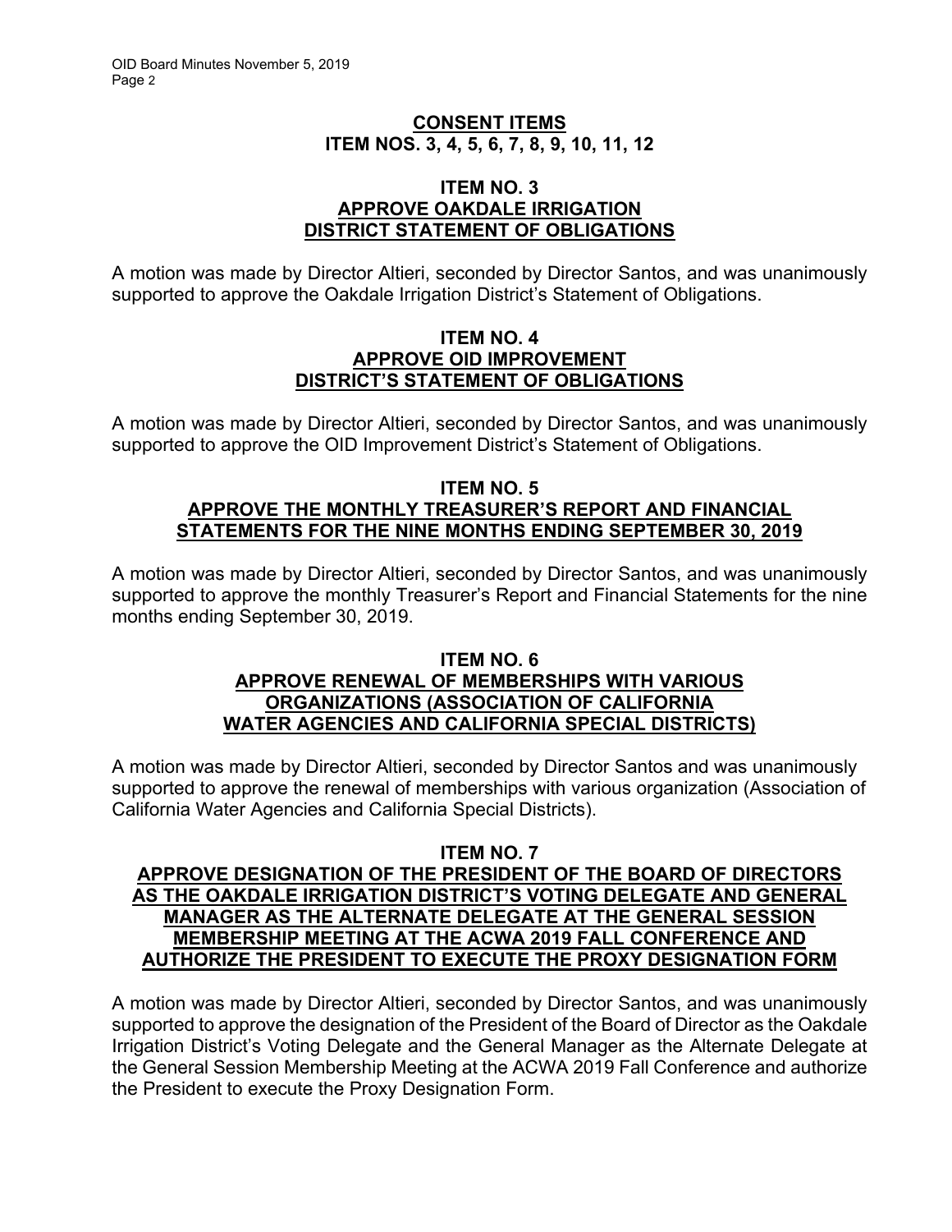## CONSENT ITEMS
## ITEM NOS. 3, 4, 5, 6, 7, 8, 9, 10, 11, 12

### ITEM NO. 3
### APPROVE OAKDALE IRRIGATION DISTRICT STATEMENT OF OBLIGATIONS

A motion was made by Director Altieri, seconded by Director Santos, and was unanimously supported to approve the Oakdale Irrigation District's Statement of Obligations.

### ITEM NO. 4
### APPROVE OID IMPROVEMENT DISTRICT'S STATEMENT OF OBLIGATIONS

A motion was made by Director Altieri, seconded by Director Santos, and was unanimously supported to approve the OID Improvement District's Statement of Obligations.

### ITEM NO. 5
### APPROVE THE MONTHLY TREASURER'S REPORT AND FINANCIAL STATEMENTS FOR THE NINE MONTHS ENDING SEPTEMBER 30, 2019

A motion was made by Director Altieri, seconded by Director Santos, and was unanimously supported to approve the monthly Treasurer's Report and Financial Statements for the nine months ending September 30, 2019.

### ITEM NO. 6
### APPROVE RENEWAL OF MEMBERSHIPS WITH VARIOUS ORGANIZATIONS (ASSOCIATION OF CALIFORNIA WATER AGENCIES AND CALIFORNIA SPECIAL DISTRICTS)

A motion was made by Director Altieri, seconded by Director Santos and was unanimously supported to approve the renewal of memberships with various organization (Association of California Water Agencies and California Special Districts).

### ITEM NO. 7
### APPROVE DESIGNATION OF THE PRESIDENT OF THE BOARD OF DIRECTORS AS THE OAKDALE IRRIGATION DISTRICT'S VOTING DELEGATE AND GENERAL MANAGER AS THE ALTERNATE DELEGATE AT THE GENERAL SESSION MEMBERSHIP MEETING AT THE ACWA 2019 FALL CONFERENCE AND AUTHORIZE THE PRESIDENT TO EXECUTE THE PROXY DESIGNATION FORM

A motion was made by Director Altieri, seconded by Director Santos, and was unanimously supported to approve the designation of the President of the Board of Director as the Oakdale Irrigation District's Voting Delegate and the General Manager as the Alternate Delegate at the General Session Membership Meeting at the ACWA 2019 Fall Conference and authorize the President to execute the Proxy Designation Form.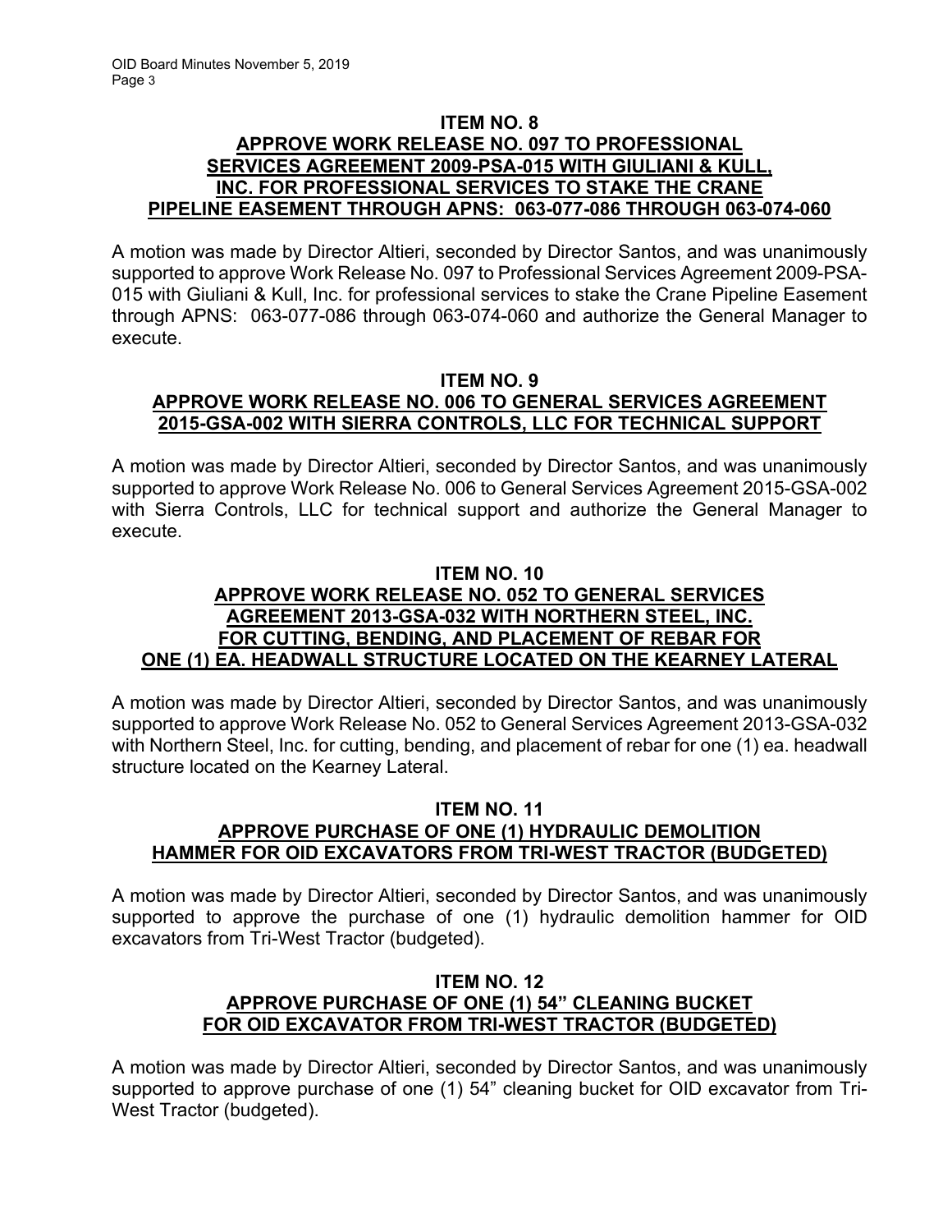### ITEM NO. 8

### APPROVE WORK RELEASE NO. 097 TO PROFESSIONAL SERVICES AGREEMENT 2009-PSA-015 WITH GIULIANI & KULL, INC. FOR PROFESSIONAL SERVICES TO STAKE THE CRANE PIPELINE EASEMENT THROUGH APNS: 063-077-086 THROUGH 063-074-060

A motion was made by Director Altieri, seconded by Director Santos, and was unanimously supported to approve Work Release No. 097 to Professional Services Agreement 2009-PSA-015 with Giuliani & Kull, Inc. for professional services to stake the Crane Pipeline Easement through APNS: 063-077-086 through 063-074-060 and authorize the General Manager to execute.

### ITEM NO. 9

### APPROVE WORK RELEASE NO. 006 TO GENERAL SERVICES AGREEMENT 2015-GSA-002 WITH SIERRA CONTROLS, LLC FOR TECHNICAL SUPPORT

A motion was made by Director Altieri, seconded by Director Santos, and was unanimously supported to approve Work Release No. 006 to General Services Agreement 2015-GSA-002 with Sierra Controls, LLC for technical support and authorize the General Manager to execute.

### ITEM NO. 10

### APPROVE WORK RELEASE NO. 052 TO GENERAL SERVICES AGREEMENT 2013-GSA-032 WITH NORTHERN STEEL, INC. FOR CUTTING, BENDING, AND PLACEMENT OF REBAR FOR ONE (1) EA. HEADWALL STRUCTURE LOCATED ON THE KEARNEY LATERAL

A motion was made by Director Altieri, seconded by Director Santos, and was unanimously supported to approve Work Release No. 052 to General Services Agreement 2013-GSA-032 with Northern Steel, Inc. for cutting, bending, and placement of rebar for one (1) ea. headwall structure located on the Kearney Lateral.

### ITEM NO. 11

### APPROVE PURCHASE OF ONE (1) HYDRAULIC DEMOLITION HAMMER FOR OID EXCAVATORS FROM TRI-WEST TRACTOR (BUDGETED)

A motion was made by Director Altieri, seconded by Director Santos, and was unanimously supported to approve the purchase of one (1) hydraulic demolition hammer for OID excavators from Tri-West Tractor (budgeted).

### ITEM NO. 12

### APPROVE PURCHASE OF ONE (1) 54" CLEANING BUCKET FOR OID EXCAVATOR FROM TRI-WEST TRACTOR (BUDGETED)

A motion was made by Director Altieri, seconded by Director Santos, and was unanimously supported to approve purchase of one (1) 54" cleaning bucket for OID excavator from Tri-West Tractor (budgeted).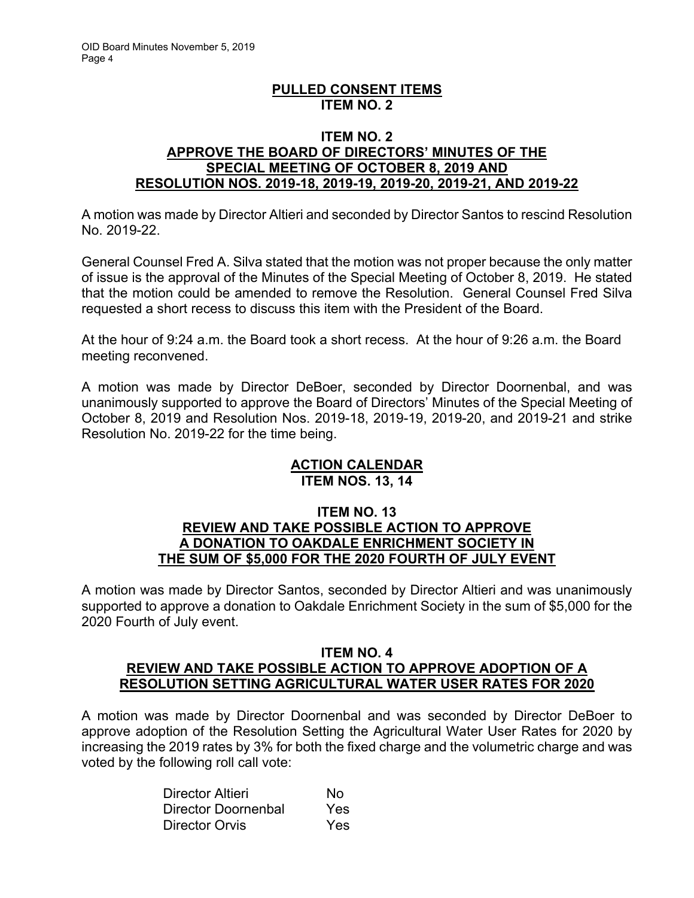**PULLED CONSENT ITEMS**
**ITEM NO. 2**

**ITEM NO. 2**
**APPROVE THE BOARD OF DIRECTORS' MINUTES OF THE SPECIAL MEETING OF OCTOBER 8, 2019 AND RESOLUTION NOS. 2019-18, 2019-19, 2019-20, 2019-21, AND 2019-22**

A motion was made by Director Altieri and seconded by Director Santos to rescind Resolution No. 2019-22.

General Counsel Fred A. Silva stated that the motion was not proper because the only matter of issue is the approval of the Minutes of the Special Meeting of October 8, 2019. He stated that the motion could be amended to remove the Resolution. General Counsel Fred Silva requested a short recess to discuss this item with the President of the Board.

At the hour of 9:24 a.m. the Board took a short recess. At the hour of 9:26 a.m. the Board meeting reconvened.

A motion was made by Director DeBoer, seconded by Director Doornenbal, and was unanimously supported to approve the Board of Directors' Minutes of the Special Meeting of October 8, 2019 and Resolution Nos. 2019-18, 2019-19, 2019-20, and 2019-21 and strike Resolution No. 2019-22 for the time being.

**ACTION CALENDAR**
**ITEM NOS. 13, 14**

**ITEM NO. 13**
**REVIEW AND TAKE POSSIBLE ACTION TO APPROVE A DONATION TO OAKDALE ENRICHMENT SOCIETY IN THE SUM OF $5,000 FOR THE 2020 FOURTH OF JULY EVENT**

A motion was made by Director Santos, seconded by Director Altieri and was unanimously supported to approve a donation to Oakdale Enrichment Society in the sum of $5,000 for the 2020 Fourth of July event.

**ITEM NO. 4**
**REVIEW AND TAKE POSSIBLE ACTION TO APPROVE ADOPTION OF A RESOLUTION SETTING AGRICULTURAL WATER USER RATES FOR 2020**

A motion was made by Director Doornenbal and was seconded by Director DeBoer to approve adoption of the Resolution Setting the Agricultural Water User Rates for 2020 by increasing the 2019 rates by 3% for both the fixed charge and the volumetric charge and was voted by the following roll call vote:

| | |
|---|---|
| Director Altieri | No |
| Director Doornenbal | Yes |
| Director Orvis | Yes |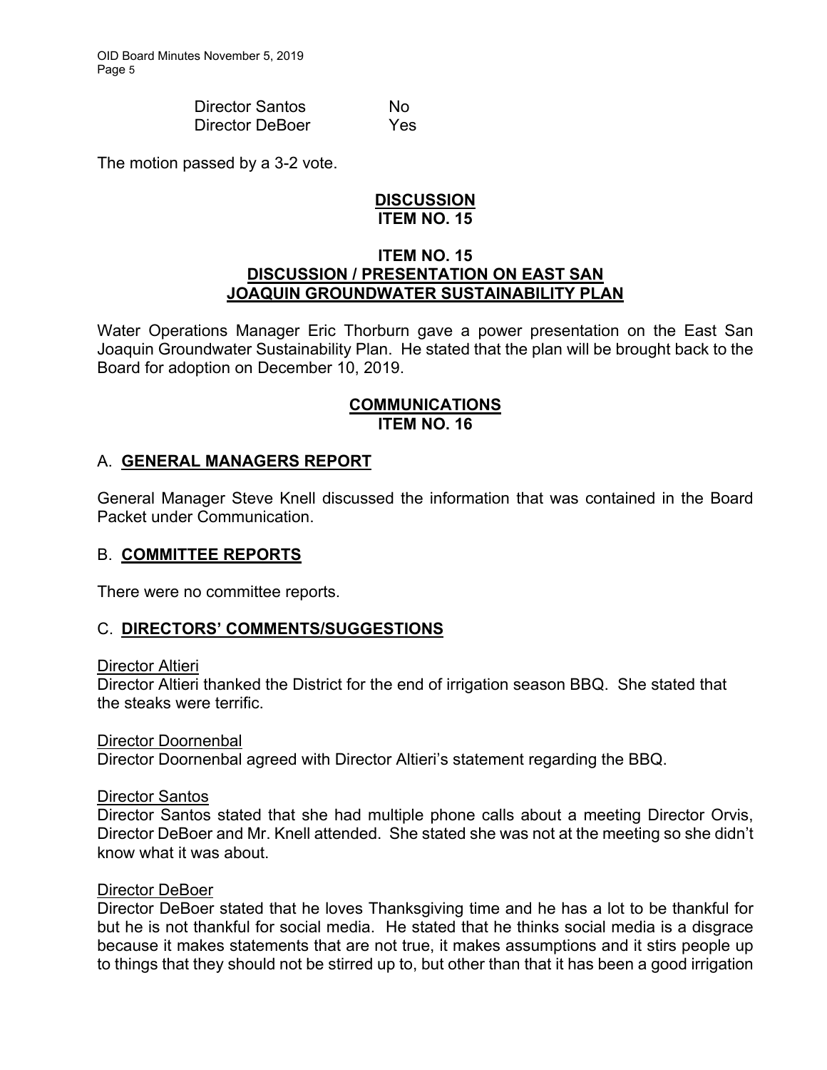| | |
|---|---|
| Director Santos | No |
| Director DeBoer | Yes |

The motion passed by a 3-2 vote.

## DISCUSSION
## ITEM NO. 15

### ITEM NO. 15
### DISCUSSION / PRESENTATION ON EAST SAN JOAQUIN GROUNDWATER SUSTAINABILITY PLAN

Water Operations Manager Eric Thorburn gave a power presentation on the East San Joaquin Groundwater Sustainability Plan. He stated that the plan will be brought back to the Board for adoption on December 10, 2019.

## COMMUNICATIONS
## ITEM NO. 16

### A. GENERAL MANAGERS REPORT

General Manager Steve Knell discussed the information that was contained in the Board Packet under Communication.

### B. COMMITTEE REPORTS

There were no committee reports.

### C. DIRECTORS' COMMENTS/SUGGESTIONS

Director Altieri
Director Altieri thanked the District for the end of irrigation season BBQ. She stated that the steaks were terrific.

Director Doornenbal
Director Doornenbal agreed with Director Altieri's statement regarding the BBQ.

Director Santos
Director Santos stated that she had multiple phone calls about a meeting Director Orvis, Director DeBoer and Mr. Knell attended. She stated she was not at the meeting so she didn't know what it was about.

Director DeBoer
Director DeBoer stated that he loves Thanksgiving time and he has a lot to be thankful for but he is not thankful for social media. He stated that he thinks social media is a disgrace because it makes statements that are not true, it makes assumptions and it stirs people up to things that they should not be stirred up to, but other than that it has been a good irrigation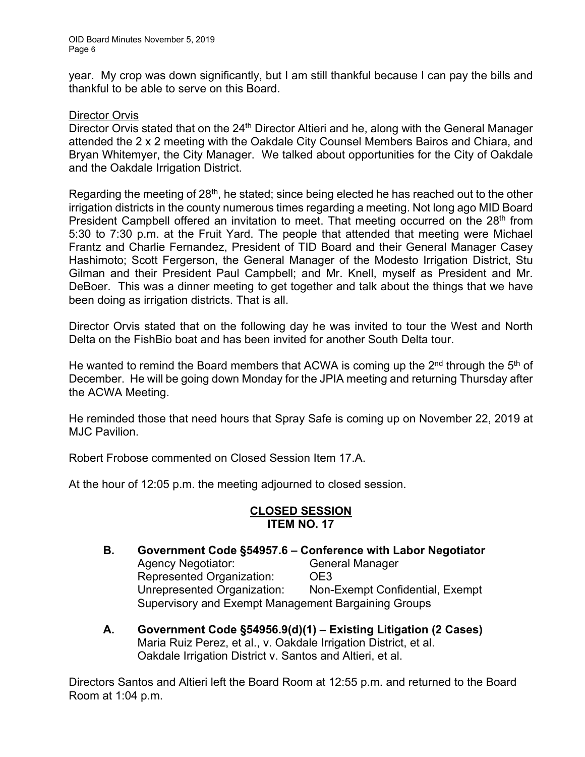year. My crop was down significantly, but I am still thankful because I can pay the bills and thankful to be able to serve on this Board.

Director Orvis

Director Orvis stated that on the 24th Director Altieri and he, along with the General Manager attended the 2 x 2 meeting with the Oakdale City Counsel Members Bairos and Chiara, and Bryan Whitemyer, the City Manager. We talked about opportunities for the City of Oakdale and the Oakdale Irrigation District.

Regarding the meeting of 28th, he stated; since being elected he has reached out to the other irrigation districts in the county numerous times regarding a meeting. Not long ago MID Board President Campbell offered an invitation to meet. That meeting occurred on the 28th from 5:30 to 7:30 p.m. at the Fruit Yard. The people that attended that meeting were Michael Frantz and Charlie Fernandez, President of TID Board and their General Manager Casey Hashimoto; Scott Fergerson, the General Manager of the Modesto Irrigation District, Stu Gilman and their President Paul Campbell; and Mr. Knell, myself as President and Mr. DeBoer. This was a dinner meeting to get together and talk about the things that we have been doing as irrigation districts. That is all.

Director Orvis stated that on the following day he was invited to tour the West and North Delta on the FishBio boat and has been invited for another South Delta tour.

He wanted to remind the Board members that ACWA is coming up the 2nd through the 5th of December. He will be going down Monday for the JPIA meeting and returning Thursday after the ACWA Meeting.

He reminded those that need hours that Spray Safe is coming up on November 22, 2019 at MJC Pavilion.

Robert Frobose commented on Closed Session Item 17.A.

At the hour of 12:05 p.m. the meeting adjourned to closed session.

**CLOSED SESSION**
**ITEM NO. 17**

**B. Government Code §54957.6 – Conference with Labor Negotiator**
Agency Negotiator: General Manager
Represented Organization: OE3
Unrepresented Organization: Non-Exempt Confidential, Exempt Supervisory and Exempt Management Bargaining Groups

**A. Government Code §54956.9(d)(1) – Existing Litigation (2 Cases)**
Maria Ruiz Perez, et al., v. Oakdale Irrigation District, et al.
Oakdale Irrigation District v. Santos and Altieri, et al.

Directors Santos and Altieri left the Board Room at 12:55 p.m. and returned to the Board Room at 1:04 p.m.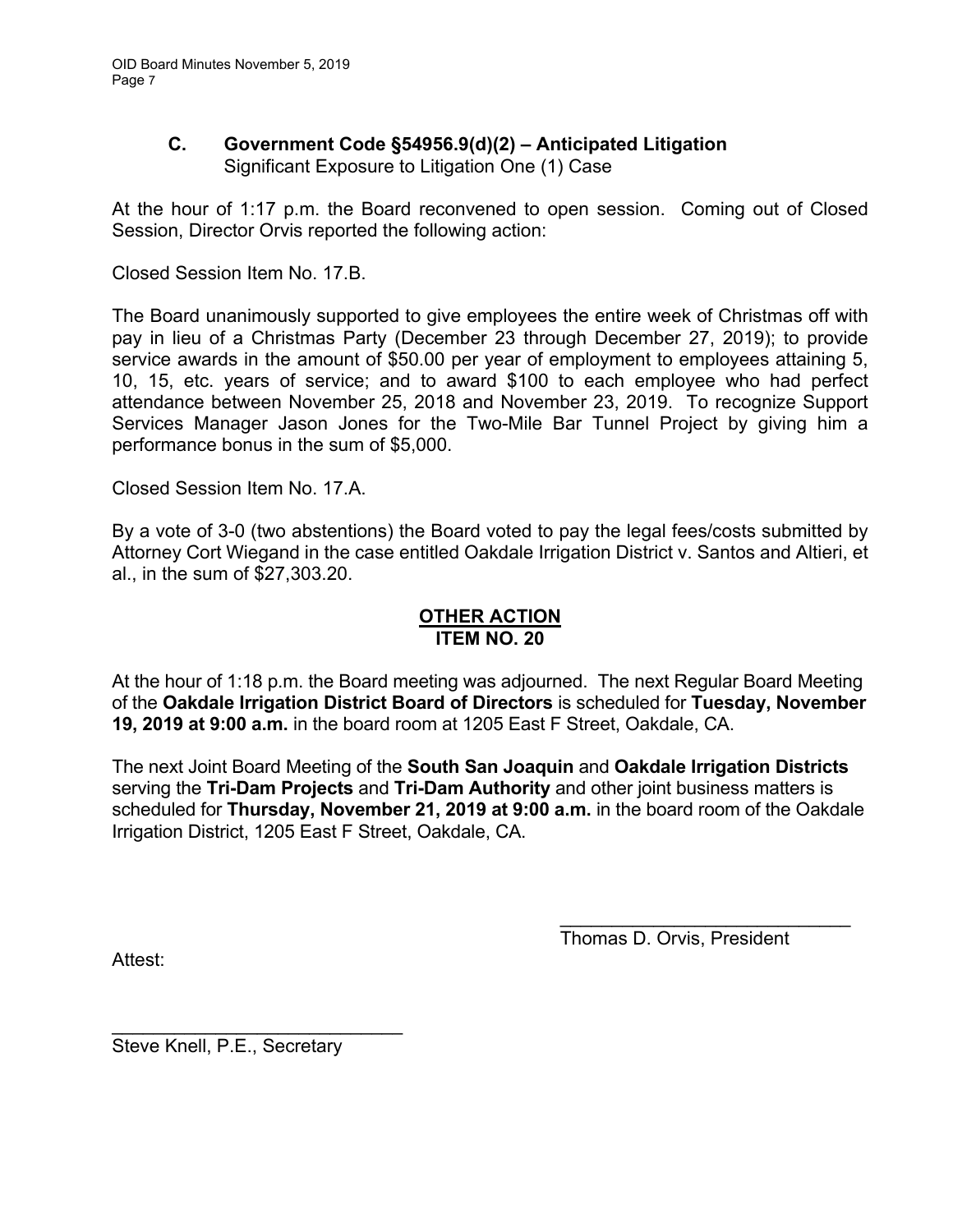**C. Government Code §54956.9(d)(2) – Anticipated Litigation**
Significant Exposure to Litigation One (1) Case

At the hour of 1:17 p.m. the Board reconvened to open session. Coming out of Closed Session, Director Orvis reported the following action:

Closed Session Item No. 17.B.

The Board unanimously supported to give employees the entire week of Christmas off with pay in lieu of a Christmas Party (December 23 through December 27, 2019); to provide service awards in the amount of $50.00 per year of employment to employees attaining 5, 10, 15, etc. years of service; and to award $100 to each employee who had perfect attendance between November 25, 2018 and November 23, 2019. To recognize Support Services Manager Jason Jones for the Two-Mile Bar Tunnel Project by giving him a performance bonus in the sum of $5,000.

Closed Session Item No. 17.A.

By a vote of 3-0 (two abstentions) the Board voted to pay the legal fees/costs submitted by Attorney Cort Wiegand in the case entitled Oakdale Irrigation District v. Santos and Altieri, et al., in the sum of $27,303.20.

**OTHER ACTION**
**ITEM NO. 20**

At the hour of 1:18 p.m. the Board meeting was adjourned. The next Regular Board Meeting of the **Oakdale Irrigation District Board of Directors** is scheduled for **Tuesday, November 19, 2019 at 9:00 a.m.** in the board room at 1205 East F Street, Oakdale, CA.

The next Joint Board Meeting of the **South San Joaquin** and **Oakdale Irrigation Districts** serving the **Tri-Dam Projects** and **Tri-Dam Authority** and other joint business matters is scheduled for **Thursday, November 21, 2019 at 9:00 a.m.** in the board room of the Oakdale Irrigation District, 1205 East F Street, Oakdale, CA.

\_\_\_\_\_\_\_\_\_\_\_\_\_\_\_\_\_\_\_\_\_\_\_\_\_\_\_\_\_\_
Thomas D. Orvis, President

Attest:

\_\_\_\_\_\_\_\_\_\_\_\_\_\_\_\_\_\_\_\_\_\_\_\_\_\_\_\_\_\_
Steve Knell, P.E., Secretary